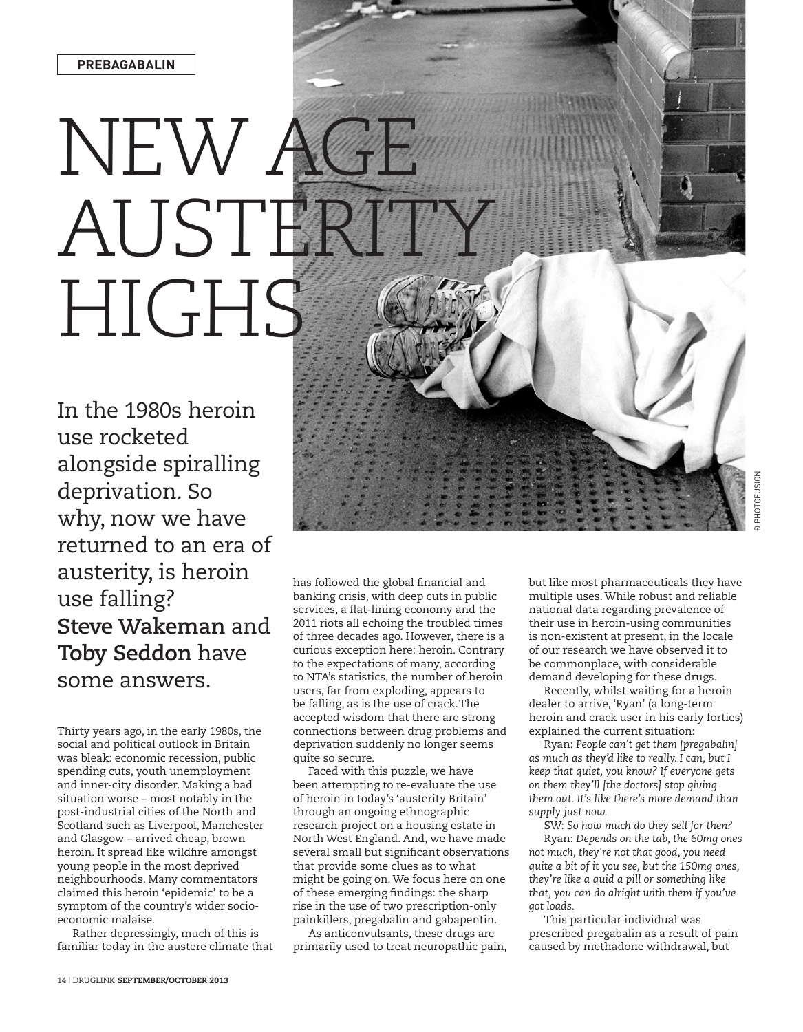PREBAGABALIN

# NEW AGE AUSTERITY HIGHS

In the 1980s heroin use rocketed alongside spiralling deprivation. So why, now we have returned to an era of austerity, is heroin use falling? **Steve Wakeman** and **Toby Seddon** have some answers.

© PHOTOFUSION

Thirty years ago, in the early 1980s, the social and political outlook in Britain was bleak: economic recession, public spending cuts, youth unemployment and inner-city disorder. Making a bad situation worse – most notably in the post-industrial cities of the North and Scotland such as Liverpool, Manchester and Glasgow – arrived cheap, brown heroin. It spread like wildfire amongst young people in the most deprived neighbourhoods. Many commentators claimed this heroin 'epidemic' to be a symptom of the country's wider socio-economic malaise.

Rather depressingly, much of this is familiar today in the austere climate that has followed the global financial and banking crisis, with deep cuts in public services, a flat-lining economy and the 2011 riots all echoing the troubled times of three decades ago. However, there is a curious exception here: heroin. Contrary to the expectations of many, according to NTA's statistics, the number of heroin users, far from exploding, appears to be falling, as is the use of crack. The accepted wisdom that there are strong connections between drug problems and deprivation suddenly no longer seems quite so secure.

Faced with this puzzle, we have been attempting to re-evaluate the use of heroin in today's 'austerity Britain' through an ongoing ethnographic research project on a housing estate in North West England. And, we have made several small but significant observations that provide some clues as to what might be going on. We focus here on one of these emerging findings: the sharp rise in the use of two prescription-only painkillers, pregabalin and gabapentin.

As anticonvulsants, these drugs are primarily used to treat neuropathic pain, but like most pharmaceuticals they have multiple uses. While robust and reliable national data regarding prevalence of their use in heroin-using communities is non-existent at present, in the locale of our research we have observed it to be commonplace, with considerable demand developing for these drugs.

Recently, whilst waiting for a heroin dealer to arrive, 'Ryan' (a long-term heroin and crack user in his early forties) explained the current situation:

Ryan: *People can't get them [pregabalin] as much as they'd like to really. I can, but I keep that quiet, you know? If everyone gets on them they'll [the doctors] stop giving them out. It's like there's more demand than supply just now.*

SW: *So how much do they sell for then?*

Ryan: *Depends on the tab, the 60mg ones not much, they're not that good, you need quite a bit of it you see, but the 150mg ones, they're like a quid a pill or something like that, you can do alright with them if you've got loads.*

This particular individual was prescribed pregabalin as a result of pain caused by methadone withdrawal, but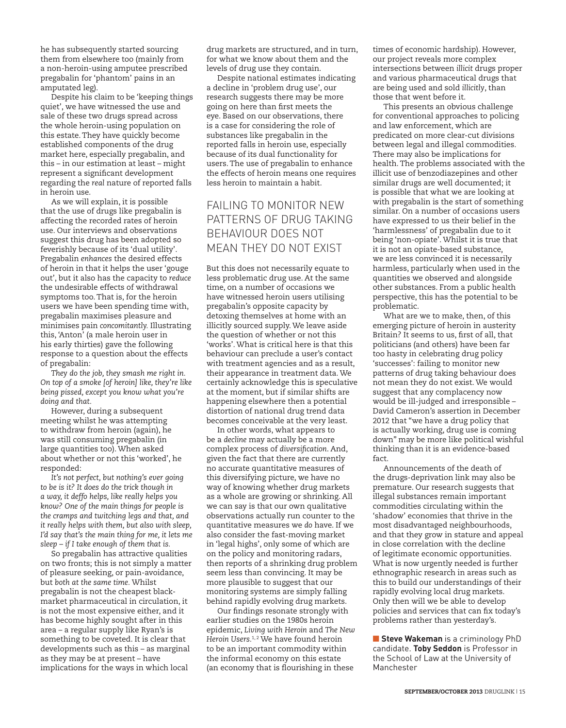he has subsequently started sourcing them from elsewhere too (mainly from a non-heroin-using amputee prescribed pregabalin for 'phantom' pains in an amputated leg).

Despite his claim to be 'keeping things quiet', we have witnessed the use and sale of these two drugs spread across the whole heroin-using population on this estate. They have quickly become established components of the drug market here, especially pregabalin, and this – in our estimation at least – might represent a significant development regarding the *real* nature of reported falls in heroin use.

As we will explain, it is possible that the use of drugs like pregabalin is affecting the recorded rates of heroin use. Our interviews and observations suggest this drug has been adopted so feverishly because of its 'dual utility'. Pregabalin *enhances* the desired effects of heroin in that it helps the user 'gouge out', but it also has the capacity to *reduce* the undesirable effects of withdrawal symptoms too. That is, for the heroin users we have been spending time with, pregabalin maximises pleasure and minimises pain *concomitantly.* Illustrating this, 'Anton' (a male heroin user in his early thirties) gave the following response to a question about the effects of pregabalin:

*They do the job, they smash me right in. On top of a smoke [of heroin] like, they're like being pissed, except you know what you're doing and that.*

However, during a subsequent meeting whilst he was attempting to withdraw from heroin (again), he was still consuming pregabalin (in large quantities too). When asked about whether or not this 'worked', he responded:

*It's not perfect, but nothing's ever going to be is it? It does do the trick though in a way, it deffo helps, like really helps you know? One of the main things for people is the cramps and twitching legs and that, and it really helps with them, but also with sleep, I'd say that's the main thing for me, it lets me sleep – if I take enough of them that is.*

So pregabalin has attractive qualities on two fronts; this is not simply a matter of pleasure seeking, or pain-avoidance, but *both at the same time*. Whilst pregabalin is not the cheapest black-market pharmaceutical in circulation, it is not the most expensive either, and it has become highly sought after in this area – a regular supply like Ryan's is something to be coveted. It is clear that developments such as this – as marginal as they may be at present – have implications for the ways in which local drug markets are structured, and in turn, for what we know about them and the levels of drug use they contain.

Despite national estimates indicating a decline in 'problem drug use', our research suggests there may be more going on here than first meets the eye. Based on our observations, there is a case for considering the role of substances like pregabalin in the reported falls in heroin use, especially because of its dual functionality for users. The use of pregabalin to enhance the effects of heroin means one requires less heroin to maintain a habit.

## FAILING TO MONITOR NEW PATTERNS OF DRUG TAKING BEHAVIOUR DOES NOT MEAN THEY DO NOT EXIST

But this does not necessarily equate to less problematic drug use. At the same time, on a number of occasions we have witnessed heroin users utilising pregabalin's opposite capacity by detoxing themselves at home with an illicitly sourced supply. We leave aside the question of whether or not this 'works'. What is critical here is that this behaviour can preclude a user's contact with treatment agencies and as a result, their appearance in treatment data. We certainly acknowledge this is speculative at the moment, but if similar shifts are happening elsewhere then a potential distortion of national drug trend data becomes conceivable at the very least.

In other words, what appears to be a *decline* may actually be a more complex process of *diversification*. And, given the fact that there are currently no accurate quantitative measures of this diversifying picture, we have no way of knowing whether drug markets as a whole are growing or shrinking. All we can say is that our own qualitative observations actually run counter to the quantitative measures we *do* have. If we also consider the fast-moving market in 'legal highs', only some of which are on the policy and monitoring radars, then reports of a shrinking drug problem seem less than convincing. It may be more plausible to suggest that our monitoring systems are simply falling behind rapidly evolving drug markets.

Our findings resonate strongly with earlier studies on the 1980s heroin epidemic, *Living with Heroin* and *The New Heroin Users*.[1,2] We have found heroin to be an important commodity within the informal economy on this estate (an economy that is flourishing in these times of economic hardship). However, our project reveals more complex intersections between *illicit* drugs proper and various pharmaceutical drugs that are being used and sold *illicitly*, than those that went before it.

This presents an obvious challenge for conventional approaches to policing and law enforcement, which are predicated on more clear-cut divisions between legal and illegal commodities. There may also be implications for health. The problems associated with the illicit use of benzodiazepines and other similar drugs are well documented; it is possible that what we are looking at with pregabalin is the start of something similar. On a number of occasions users have expressed to us their belief in the 'harmlessness' of pregabalin due to it being 'non-opiate'. Whilst it is true that it is not an opiate-based substance, we are less convinced it is necessarily harmless, particularly when used in the quantities we observed and alongside other substances. From a public health perspective, this has the potential to be problematic.

What are we to make, then, of this emerging picture of heroin in austerity Britain? It seems to us, first of all, that politicians (and others) have been far too hasty in celebrating drug policy 'successes': failing to monitor new patterns of drug taking behaviour does not mean they do not exist. We would suggest that any complacency now would be ill-judged and irresponsible – David Cameron's assertion in December 2012 that "we have a drug policy that is actually working, drug use is coming down" may be more like political wishful thinking than it is an evidence-based fact.

Announcements of the death of the drugs-deprivation link may also be premature. Our research suggests that illegal substances remain important commodities circulating within the 'shadow' economies that thrive in the most disadvantaged neighbourhoods, and that they grow in stature and appeal in close correlation with the decline of legitimate economic opportunities. What is now urgently needed is further ethnographic research in areas such as this to build our understandings of their rapidly evolving local drug markets. Only then will we be able to develop policies and services that can fix today's problems rather than yesterday's.

■ **Steve Wakeman** is a criminology PhD candidate. **Toby Seddon** is Professor in the School of Law at the University of Manchester